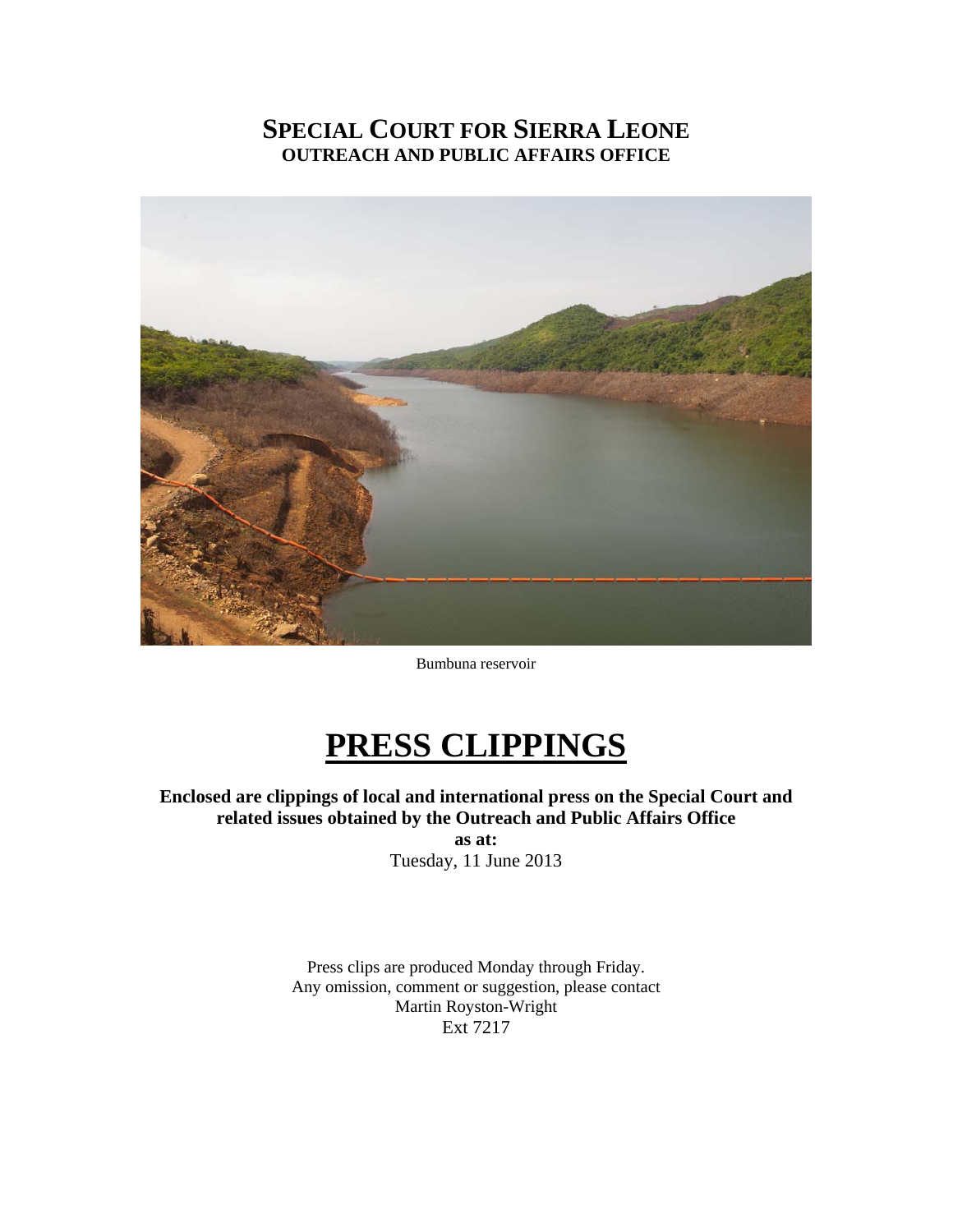# SPECIAL COURT FOR SIERRA LEONE
## OUTREACH AND PUBLIC AFFAIRS OFFICE

Bumbuna reservoir

# PRESS CLIPPINGS

**Enclosed are clippings of local and international press on the Special Court and related issues obtained by the Outreach and Public Affairs Office**

**as at:**

Tuesday, 11 June 2013

Press clips are produced Monday through Friday.
Any omission, comment or suggestion, please contact
Martin Royston-Wright
Ext 7217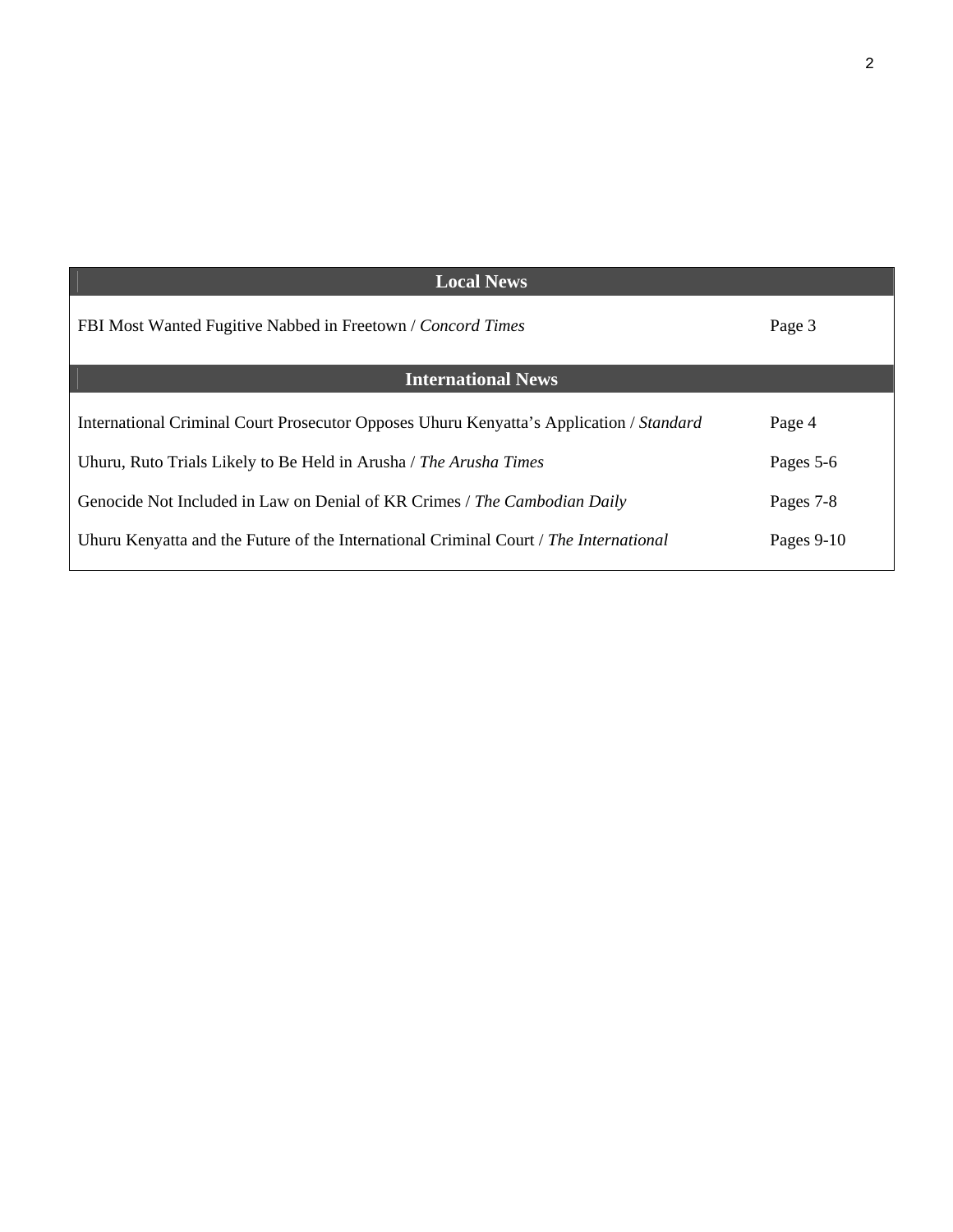## Local News

| | |
|---|---|
| FBI Most Wanted Fugitive Nabbed in Freetown / *Concord Times* | Page 3 |

## International News

| | |
|---|---|
| International Criminal Court Prosecutor Opposes Uhuru Kenyatta's Application / *Standard* | Page 4 |
| Uhuru, Ruto Trials Likely to Be Held in Arusha / *The Arusha Times* | Pages 5-6 |
| Genocide Not Included in Law on Denial of KR Crimes / *The Cambodian Daily* | Pages 7-8 |
| Uhuru Kenyatta and the Future of the International Criminal Court / *The International* | Pages 9-10 |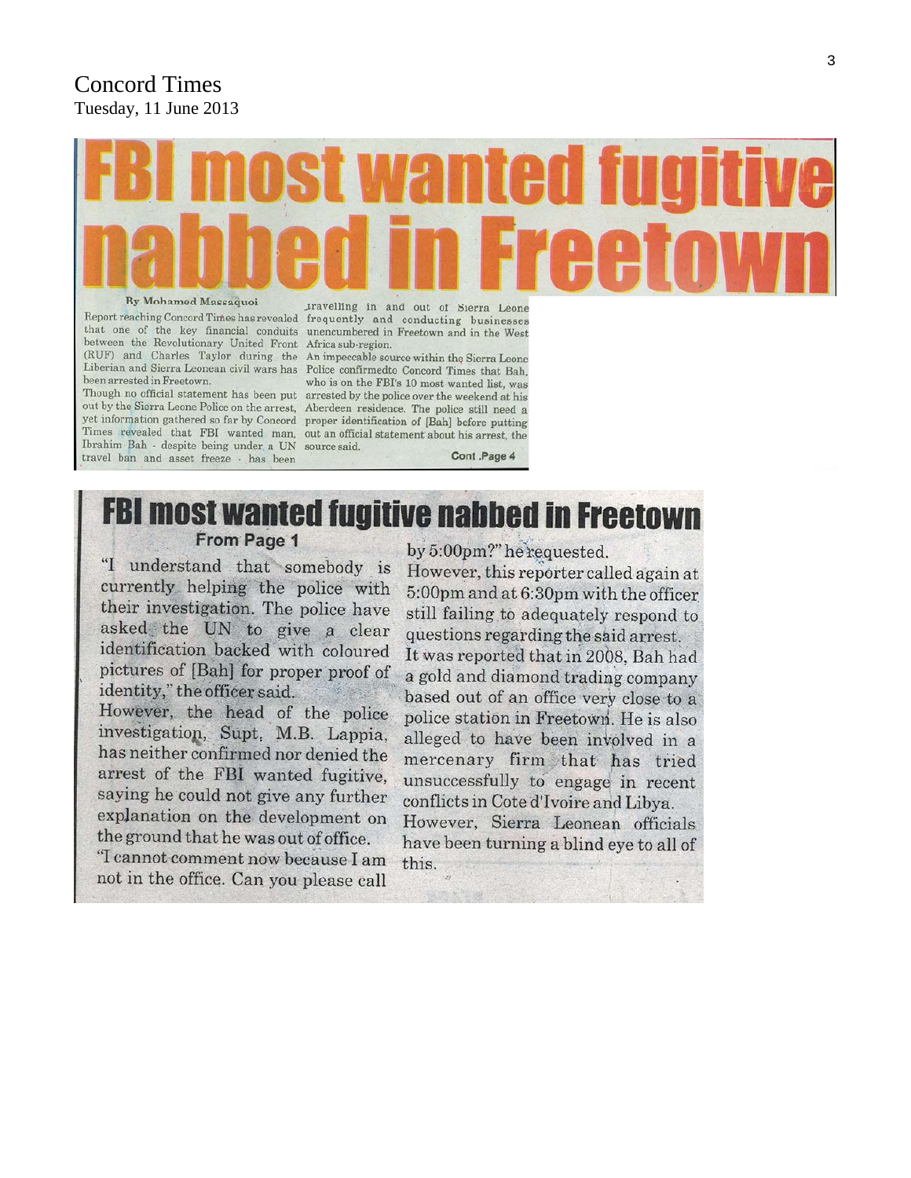Concord Times
Tuesday, 11 June 2013

# FBI most wanted fugitive nabbed in Freetown

By Mohamed Massaquoi

Report reaching Concord Times has revealed that one of the key financial conduits between the Revolutionary United Front (RUF) and Charles Taylor during the Liberian and Sierra Leonean civil wars has been arrested in Freetown.

Though no official statement has been put out by the Sierra Leone Police on the arrest, yet information gathered so far by Concord Times revealed that FBI wanted man, Ibrahim Bah - despite being under a UN travel ban and asset freeze - has been travelling in and out of Sierra Leone frequently and conducting businesses unencumbered in Freetown and in the West Africa sub-region.

An impeccable source within the Sierra Leone Police confirmedto Concord Times that Bah, who is on the FBI's 10 most wanted list, was arrested by the police over the weekend at his Aberdeen residence. The police still need a proper identification of [Bah] before putting out an official statement about his arrest, the source said.

Cont .Page 4

# FBI most wanted fugitive nabbed in Freetown

**From Page 1**

"I understand that somebody is currently helping the police with their investigation. The police have asked the UN to give a clear identification backed with coloured pictures of [Bah] for proper proof of identity," the officer said.

However, the head of the police investigation, Supt. M.B. Lappia, has neither confirmed nor denied the arrest of the FBI wanted fugitive, saying he could not give any further explanation on the development on the ground that he was out of office.

"I cannot comment now because I am not in the office. Can you please call by 5:00pm?" he requested.

However, this reporter called again at 5:00pm and at 6:30pm with the officer still failing to adequately respond to questions regarding the said arrest.

It was reported that in 2008, Bah had a gold and diamond trading company based out of an office very close to a police station in Freetown. He is also alleged to have been involved in a mercenary firm that has tried unsuccessfully to engage in recent conflicts in Cote d'Ivoire and Libya.

However, Sierra Leonean officials have been turning a blind eye to all of this.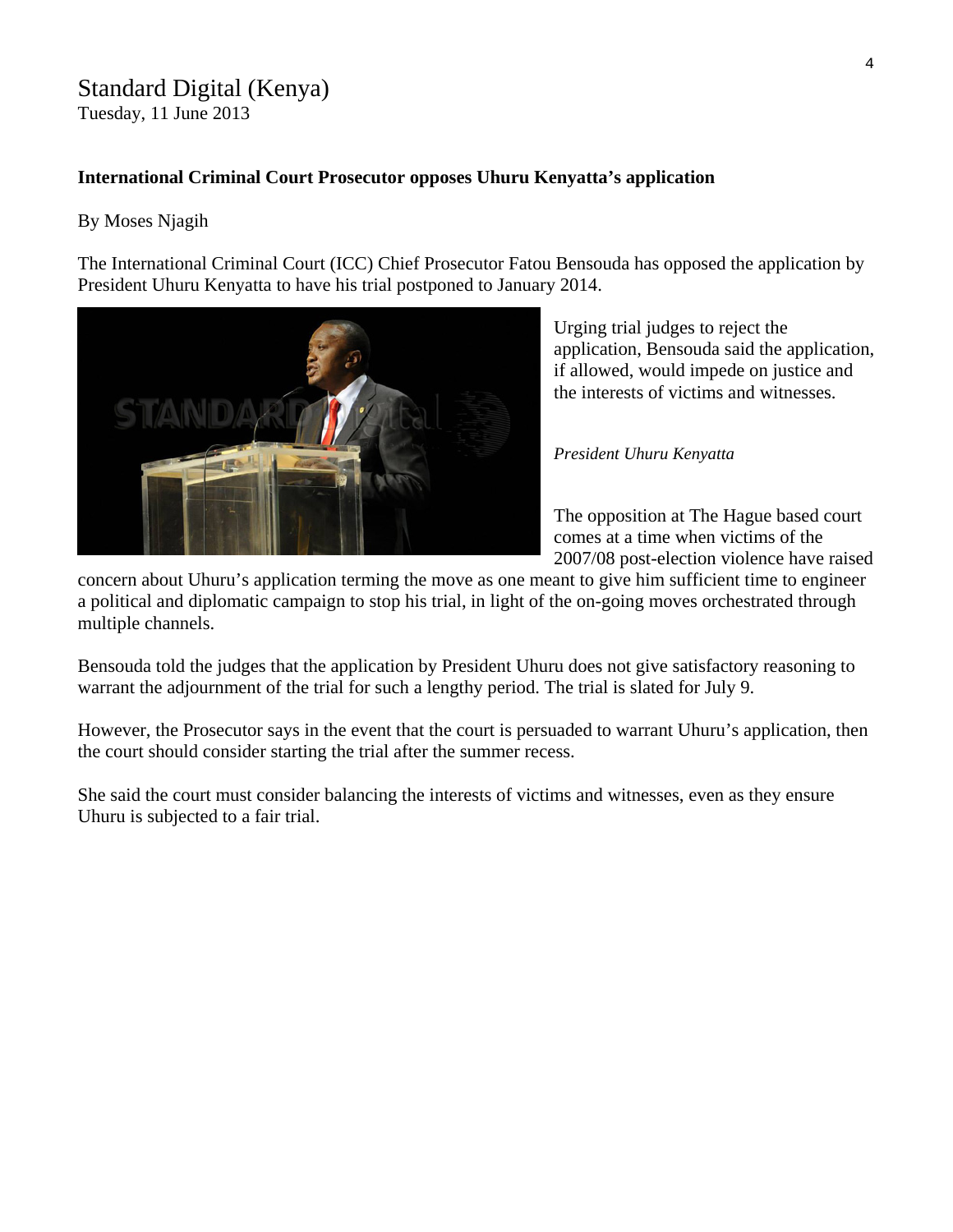Standard Digital (Kenya)
Tuesday, 11 June 2013

**International Criminal Court Prosecutor opposes Uhuru Kenyatta's application**

By Moses Njagih

The International Criminal Court (ICC) Chief Prosecutor Fatou Bensouda has opposed the application by President Uhuru Kenyatta to have his trial postponed to January 2014.

Urging trial judges to reject the application, Bensouda said the application, if allowed, would impede on justice and the interests of victims and witnesses.

*President Uhuru Kenyatta*

The opposition at The Hague based court comes at a time when victims of the 2007/08 post-election violence have raised concern about Uhuru's application terming the move as one meant to give him sufficient time to engineer a political and diplomatic campaign to stop his trial, in light of the on-going moves orchestrated through multiple channels.

Bensouda told the judges that the application by President Uhuru does not give satisfactory reasoning to warrant the adjournment of the trial for such a lengthy period. The trial is slated for July 9.

However, the Prosecutor says in the event that the court is persuaded to warrant Uhuru's application, then the court should consider starting the trial after the summer recess.

She said the court must consider balancing the interests of victims and witnesses, even as they ensure Uhuru is subjected to a fair trial.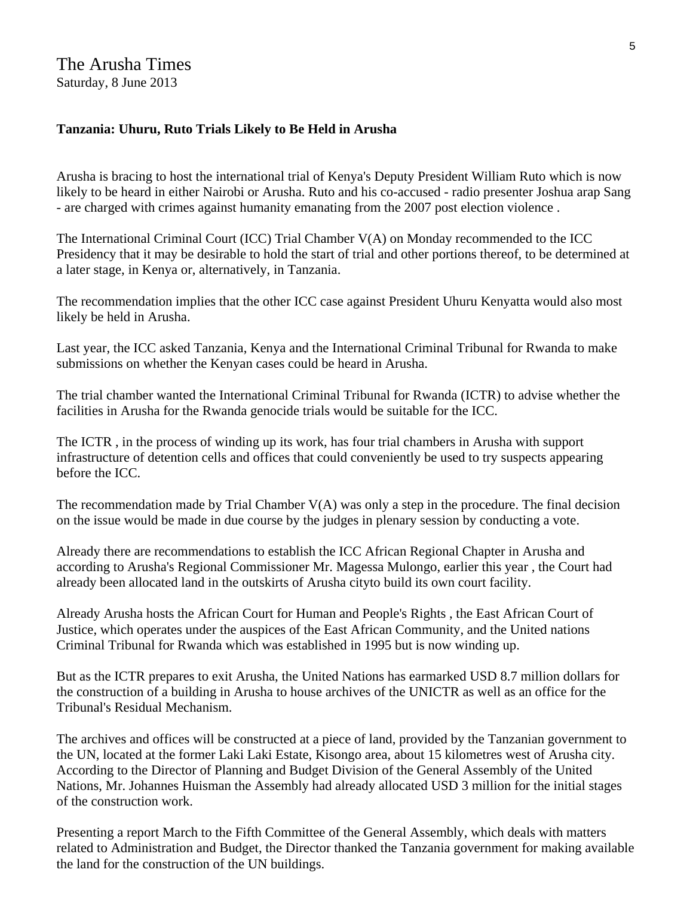The Arusha Times
Saturday, 8 June 2013

**Tanzania: Uhuru, Ruto Trials Likely to Be Held in Arusha**

Arusha is bracing to host the international trial of Kenya's Deputy President William Ruto which is now likely to be heard in either Nairobi or Arusha. Ruto and his co-accused - radio presenter Joshua arap Sang - are charged with crimes against humanity emanating from the 2007 post election violence .

The International Criminal Court (ICC) Trial Chamber V(A) on Monday recommended to the ICC Presidency that it may be desirable to hold the start of trial and other portions thereof, to be determined at a later stage, in Kenya or, alternatively, in Tanzania.

The recommendation implies that the other ICC case against President Uhuru Kenyatta would also most likely be held in Arusha.

Last year, the ICC asked Tanzania, Kenya and the International Criminal Tribunal for Rwanda to make submissions on whether the Kenyan cases could be heard in Arusha.

The trial chamber wanted the International Criminal Tribunal for Rwanda (ICTR) to advise whether the facilities in Arusha for the Rwanda genocide trials would be suitable for the ICC.

The ICTR , in the process of winding up its work, has four trial chambers in Arusha with support infrastructure of detention cells and offices that could conveniently be used to try suspects appearing before the ICC.

The recommendation made by Trial Chamber V(A) was only a step in the procedure. The final decision on the issue would be made in due course by the judges in plenary session by conducting a vote.

Already there are recommendations to establish the ICC African Regional Chapter in Arusha and according to Arusha's Regional Commissioner Mr. Magessa Mulongo, earlier this year , the Court had already been allocated land in the outskirts of Arusha cityto build its own court facility.

Already Arusha hosts the African Court for Human and People's Rights , the East African Court of Justice, which operates under the auspices of the East African Community, and the United nations Criminal Tribunal for Rwanda which was established in 1995 but is now winding up.

But as the ICTR prepares to exit Arusha, the United Nations has earmarked USD 8.7 million dollars for the construction of a building in Arusha to house archives of the UNICTR as well as an office for the Tribunal's Residual Mechanism.

The archives and offices will be constructed at a piece of land, provided by the Tanzanian government to the UN, located at the former Laki Laki Estate, Kisongo area, about 15 kilometres west of Arusha city. According to the Director of Planning and Budget Division of the General Assembly of the United Nations, Mr. Johannes Huisman the Assembly had already allocated USD 3 million for the initial stages of the construction work.

Presenting a report March to the Fifth Committee of the General Assembly, which deals with matters related to Administration and Budget, the Director thanked the Tanzania government for making available the land for the construction of the UN buildings.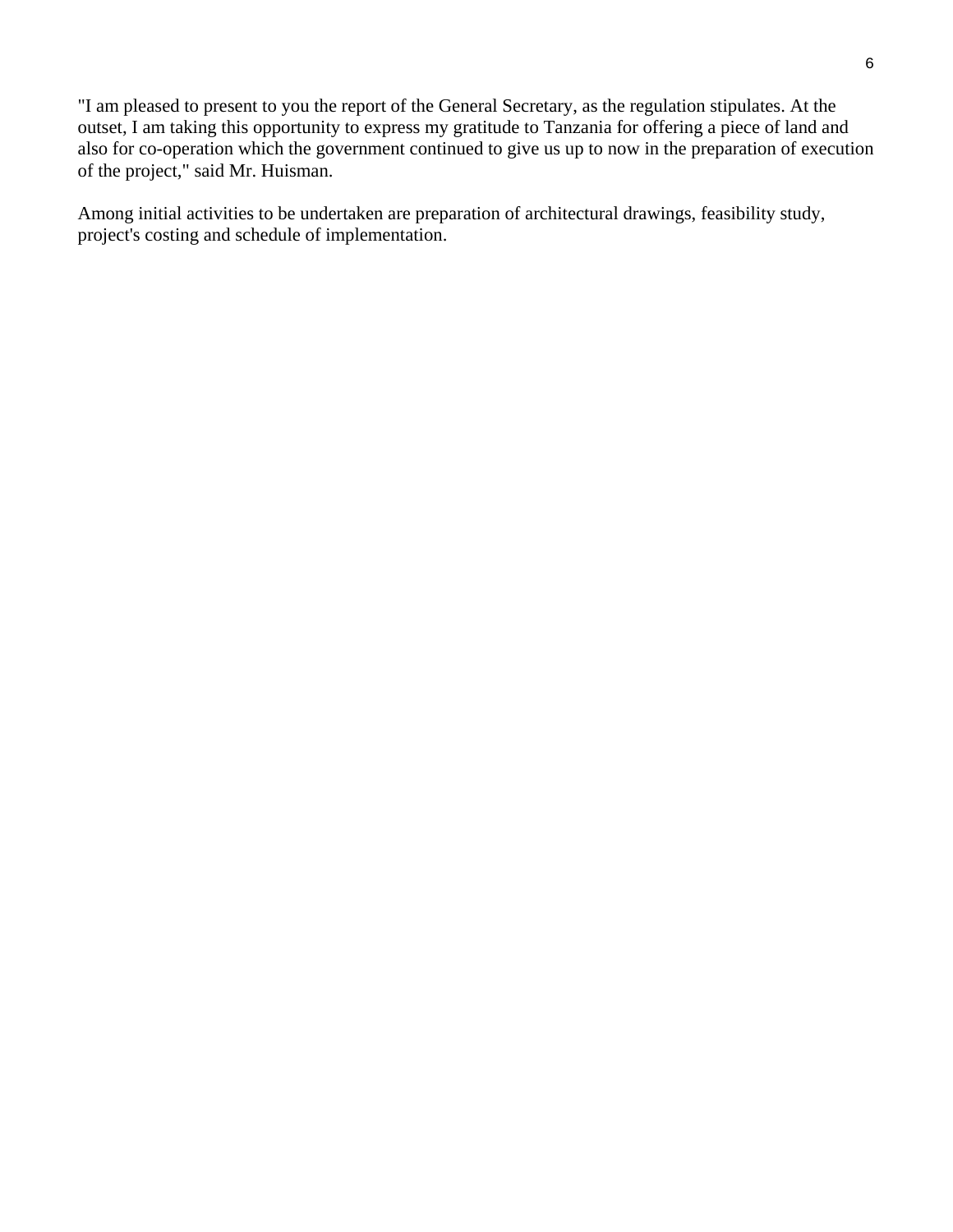"I am pleased to present to you the report of the General Secretary, as the regulation stipulates. At the outset, I am taking this opportunity to express my gratitude to Tanzania for offering a piece of land and also for co-operation which the government continued to give us up to now in the preparation of execution of the project," said Mr. Huisman.

Among initial activities to be undertaken are preparation of architectural drawings, feasibility study, project's costing and schedule of implementation.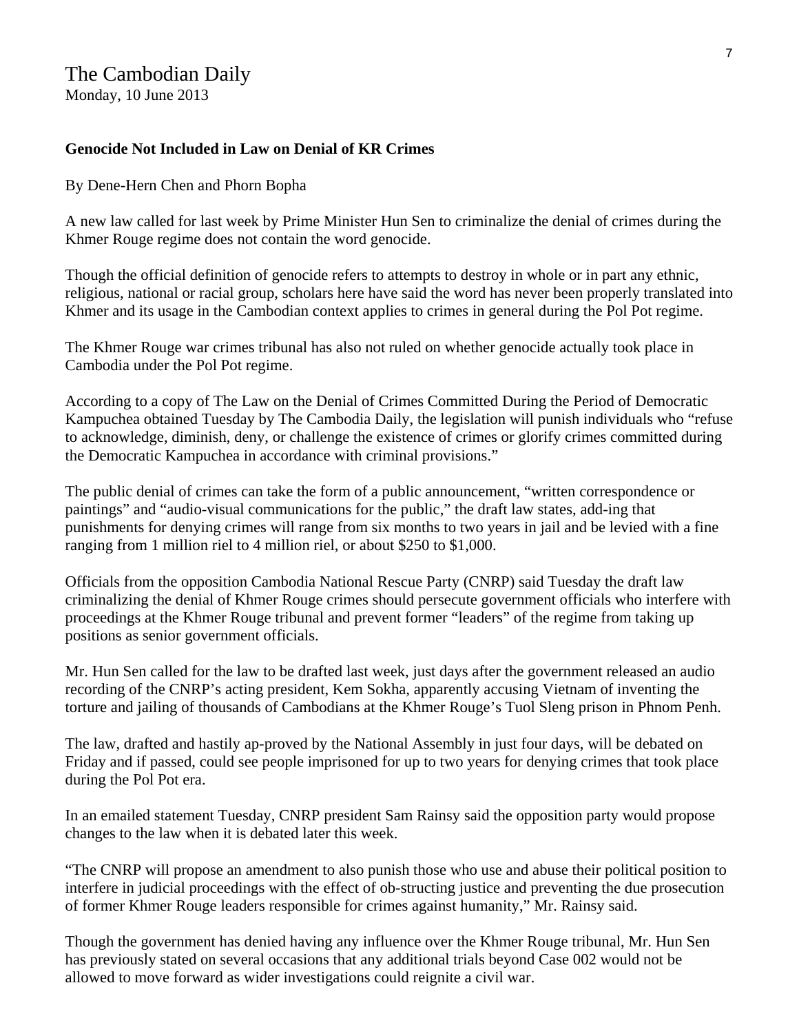The Cambodian Daily
Monday, 10 June 2013

**Genocide Not Included in Law on Denial of KR Crimes**

By Dene-Hern Chen and Phorn Bopha

A new law called for last week by Prime Minister Hun Sen to criminalize the denial of crimes during the Khmer Rouge regime does not contain the word genocide.

Though the official definition of genocide refers to attempts to destroy in whole or in part any ethnic, religious, national or racial group, scholars here have said the word has never been properly translated into Khmer and its usage in the Cambodian context applies to crimes in general during the Pol Pot regime.

The Khmer Rouge war crimes tribunal has also not ruled on whether genocide actually took place in Cambodia under the Pol Pot regime.

According to a copy of The Law on the Denial of Crimes Committed During the Period of Democratic Kampuchea obtained Tuesday by The Cambodia Daily, the legislation will punish individuals who "refuse to acknowledge, diminish, deny, or challenge the existence of crimes or glorify crimes committed during the Democratic Kampuchea in accordance with criminal provisions."

The public denial of crimes can take the form of a public announcement, "written correspondence or paintings" and "audio-visual communications for the public," the draft law states, add-ing that punishments for denying crimes will range from six months to two years in jail and be levied with a fine ranging from 1 million riel to 4 million riel, or about $250 to $1,000.

Officials from the opposition Cambodia National Rescue Party (CNRP) said Tuesday the draft law criminalizing the denial of Khmer Rouge crimes should persecute government officials who interfere with proceedings at the Khmer Rouge tribunal and prevent former "leaders" of the regime from taking up positions as senior government officials.

Mr. Hun Sen called for the law to be drafted last week, just days after the government released an audio recording of the CNRP's acting president, Kem Sokha, apparently accusing Vietnam of inventing the torture and jailing of thousands of Cambodians at the Khmer Rouge's Tuol Sleng prison in Phnom Penh.

The law, drafted and hastily ap-proved by the National Assembly in just four days, will be debated on Friday and if passed, could see people imprisoned for up to two years for denying crimes that took place during the Pol Pot era.

In an emailed statement Tuesday, CNRP president Sam Rainsy said the opposition party would propose changes to the law when it is debated later this week.

"The CNRP will propose an amendment to also punish those who use and abuse their political position to interfere in judicial proceedings with the effect of ob-structing justice and preventing the due prosecution of former Khmer Rouge leaders responsible for crimes against humanity," Mr. Rainsy said.

Though the government has denied having any influence over the Khmer Rouge tribunal, Mr. Hun Sen has previously stated on several occasions that any additional trials beyond Case 002 would not be allowed to move forward as wider investigations could reignite a civil war.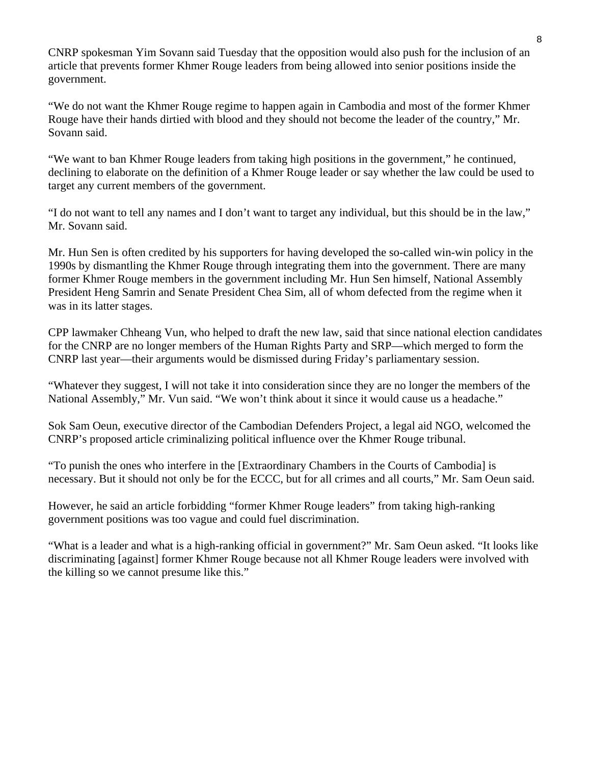CNRP spokesman Yim Sovann said Tuesday that the opposition would also push for the inclusion of an article that prevents former Khmer Rouge leaders from being allowed into senior positions inside the government.

"We do not want the Khmer Rouge regime to happen again in Cambodia and most of the former Khmer Rouge have their hands dirtied with blood and they should not become the leader of the country," Mr. Sovann said.

"We want to ban Khmer Rouge leaders from taking high positions in the government," he continued, declining to elaborate on the definition of a Khmer Rouge leader or say whether the law could be used to target any current members of the government.

"I do not want to tell any names and I don't want to target any individual, but this should be in the law," Mr. Sovann said.

Mr. Hun Sen is often credited by his supporters for having developed the so-called win-win policy in the 1990s by dismantling the Khmer Rouge through integrating them into the government. There are many former Khmer Rouge members in the government including Mr. Hun Sen himself, National Assembly President Heng Samrin and Senate President Chea Sim, all of whom defected from the regime when it was in its latter stages.

CPP lawmaker Chheang Vun, who helped to draft the new law, said that since national election candidates for the CNRP are no longer members of the Human Rights Party and SRP—which merged to form the CNRP last year—their arguments would be dismissed during Friday's parliamentary session.

"Whatever they suggest, I will not take it into consideration since they are no longer the members of the National Assembly," Mr. Vun said. "We won't think about it since it would cause us a headache."

Sok Sam Oeun, executive director of the Cambodian Defenders Project, a legal aid NGO, welcomed the CNRP's proposed article criminalizing political influence over the Khmer Rouge tribunal.

"To punish the ones who interfere in the [Extraordinary Chambers in the Courts of Cambodia] is necessary. But it should not only be for the ECCC, but for all crimes and all courts," Mr. Sam Oeun said.

However, he said an article forbidding "former Khmer Rouge leaders" from taking high-ranking government positions was too vague and could fuel discrimination.

"What is a leader and what is a high-ranking official in government?" Mr. Sam Oeun asked. "It looks like discriminating [against] former Khmer Rouge because not all Khmer Rouge leaders were involved with the killing so we cannot presume like this."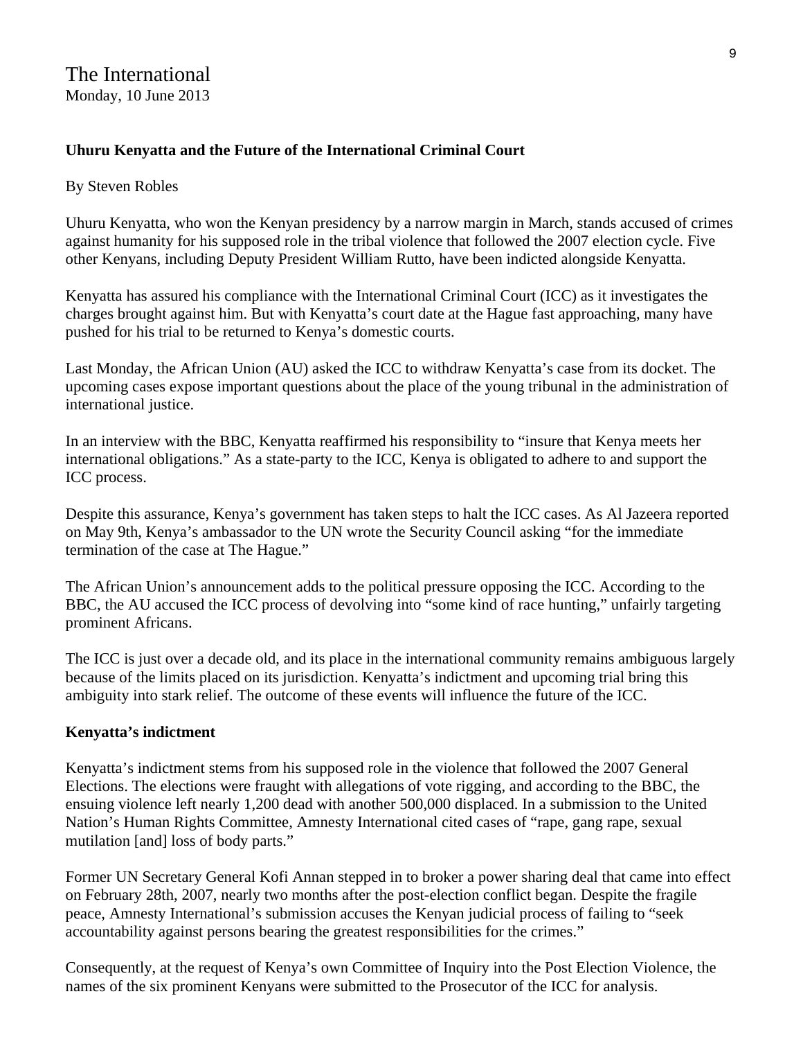# The International

Monday, 10 June 2013

**Uhuru Kenyatta and the Future of the International Criminal Court**

By Steven Robles

Uhuru Kenyatta, who won the Kenyan presidency by a narrow margin in March, stands accused of crimes against humanity for his supposed role in the tribal violence that followed the 2007 election cycle. Five other Kenyans, including Deputy President William Rutto, have been indicted alongside Kenyatta.

Kenyatta has assured his compliance with the International Criminal Court (ICC) as it investigates the charges brought against him. But with Kenyatta's court date at the Hague fast approaching, many have pushed for his trial to be returned to Kenya's domestic courts.

Last Monday, the African Union (AU) asked the ICC to withdraw Kenyatta's case from its docket. The upcoming cases expose important questions about the place of the young tribunal in the administration of international justice.

In an interview with the BBC, Kenyatta reaffirmed his responsibility to "insure that Kenya meets her international obligations." As a state-party to the ICC, Kenya is obligated to adhere to and support the ICC process.

Despite this assurance, Kenya's government has taken steps to halt the ICC cases. As Al Jazeera reported on May 9th, Kenya's ambassador to the UN wrote the Security Council asking "for the immediate termination of the case at The Hague."

The African Union's announcement adds to the political pressure opposing the ICC. According to the BBC, the AU accused the ICC process of devolving into "some kind of race hunting," unfairly targeting prominent Africans.

The ICC is just over a decade old, and its place in the international community remains ambiguous largely because of the limits placed on its jurisdiction. Kenyatta's indictment and upcoming trial bring this ambiguity into stark relief. The outcome of these events will influence the future of the ICC.

**Kenyatta's indictment**

Kenyatta's indictment stems from his supposed role in the violence that followed the 2007 General Elections. The elections were fraught with allegations of vote rigging, and according to the BBC, the ensuing violence left nearly 1,200 dead with another 500,000 displaced. In a submission to the United Nation's Human Rights Committee, Amnesty International cited cases of "rape, gang rape, sexual mutilation [and] loss of body parts."

Former UN Secretary General Kofi Annan stepped in to broker a power sharing deal that came into effect on February 28th, 2007, nearly two months after the post-election conflict began. Despite the fragile peace, Amnesty International's submission accuses the Kenyan judicial process of failing to "seek accountability against persons bearing the greatest responsibilities for the crimes."

Consequently, at the request of Kenya's own Committee of Inquiry into the Post Election Violence, the names of the six prominent Kenyans were submitted to the Prosecutor of the ICC for analysis.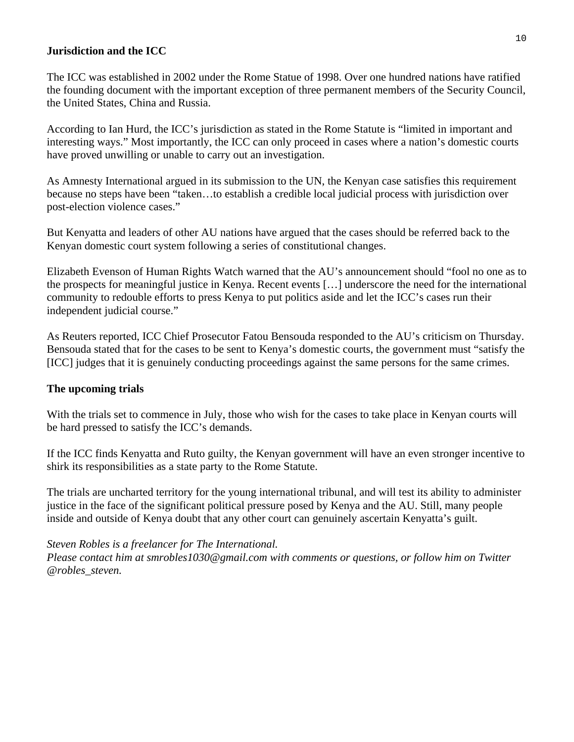## Jurisdiction and the ICC

The ICC was established in 2002 under the Rome Statue of 1998. Over one hundred nations have ratified the founding document with the important exception of three permanent members of the Security Council, the United States, China and Russia.

According to Ian Hurd, the ICC's jurisdiction as stated in the Rome Statute is "limited in important and interesting ways." Most importantly, the ICC can only proceed in cases where a nation's domestic courts have proved unwilling or unable to carry out an investigation.

As Amnesty International argued in its submission to the UN, the Kenyan case satisfies this requirement because no steps have been "taken…to establish a credible local judicial process with jurisdiction over post-election violence cases."

But Kenyatta and leaders of other AU nations have argued that the cases should be referred back to the Kenyan domestic court system following a series of constitutional changes.

Elizabeth Evenson of Human Rights Watch warned that the AU's announcement should "fool no one as to the prospects for meaningful justice in Kenya. Recent events […] underscore the need for the international community to redouble efforts to press Kenya to put politics aside and let the ICC's cases run their independent judicial course."

As Reuters reported, ICC Chief Prosecutor Fatou Bensouda responded to the AU's criticism on Thursday. Bensouda stated that for the cases to be sent to Kenya's domestic courts, the government must "satisfy the [ICC] judges that it is genuinely conducting proceedings against the same persons for the same crimes.

## The upcoming trials

With the trials set to commence in July, those who wish for the cases to take place in Kenyan courts will be hard pressed to satisfy the ICC's demands.

If the ICC finds Kenyatta and Ruto guilty, the Kenyan government will have an even stronger incentive to shirk its responsibilities as a state party to the Rome Statute.

The trials are uncharted territory for the young international tribunal, and will test its ability to administer justice in the face of the significant political pressure posed by Kenya and the AU. Still, many people inside and outside of Kenya doubt that any other court can genuinely ascertain Kenyatta's guilt.

*Steven Robles is a freelancer for The International.*
*Please contact him at smrobles1030@gmail.com with comments or questions, or follow him on Twitter @robles_steven.*